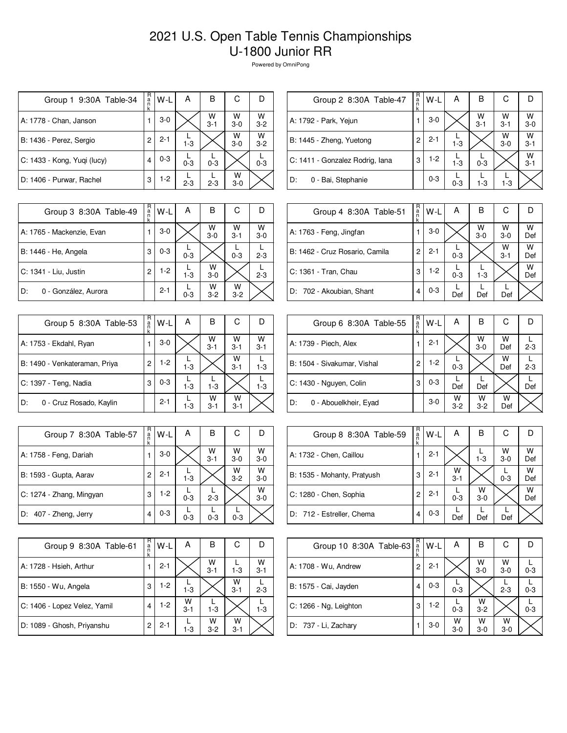# 2021 U.S. Open Table Tennis Championships
# U-1800 Junior RR

Powered by OmniPong

| Group 1 9:30A Table-34 | Rank | W-L | A | B | C | D |
|---|---|---|---|---|---|---|
| A: 1778 - Chan, Janson | 1 | 3-0 | | W 3-1 | W 3-0 | W 3-2 |
| B: 1436 - Perez, Sergio | 2 | 2-1 | L 1-3 | | W 3-0 | W 3-2 |
| C: 1433 - Kong, Yuqi (lucy) | 4 | 0-3 | L 0-3 | L 0-3 | | L 0-3 |
| D: 1406 - Purwar, Rachel | 3 | 1-2 | L 2-3 | L 2-3 | W 3-0 | |

| Group 2 8:30A Table-47 | Rank | W-L | A | B | C | D |
|---|---|---|---|---|---|---|
| A: 1792 - Park, Yejun | 1 | 3-0 | | W 3-1 | W 3-1 | W 3-0 |
| B: 1445 - Zheng, Yuetong | 2 | 2-1 | L 1-3 | | W 3-0 | W 3-1 |
| C: 1411 - Gonzalez Rodrig, Iana | 3 | 1-2 | L 1-3 | L 0-3 | | W 3-1 |
| D: 0 - Bai, Stephanie | | 0-3 | L 0-3 | L 1-3 | L 1-3 | |

| Group 3 8:30A Table-49 | Rank | W-L | A | B | C | D |
|---|---|---|---|---|---|---|
| A: 1765 - Mackenzie, Evan | 1 | 3-0 | | W 3-0 | W 3-1 | W 3-0 |
| B: 1446 - He, Angela | 3 | 0-3 | L 0-3 | | L 0-3 | L 2-3 |
| C: 1341 - Liu, Justin | 2 | 1-2 | L 1-3 | W 3-0 | | L 2-3 |
| D: 0 - González, Aurora | | 2-1 | L 0-3 | W 3-2 | W 3-2 | |

| Group 4 8:30A Table-51 | Rank | W-L | A | B | C | D |
|---|---|---|---|---|---|---|
| A: 1763 - Feng, Jingfan | 1 | 3-0 | | W 3-0 | W 3-0 | W Def |
| B: 1462 - Cruz Rosario, Camila | 2 | 2-1 | L 0-3 | | W 3-1 | W Def |
| C: 1361 - Tran, Chau | 3 | 1-2 | L 0-3 | L 1-3 | | W Def |
| D: 702 - Akoubian, Shant | 4 | 0-3 | L Def | L Def | L Def | |

| Group 5 8:30A Table-53 | Rank | W-L | A | B | C | D |
|---|---|---|---|---|---|---|
| A: 1753 - Ekdahl, Ryan | 1 | 3-0 | | W 3-1 | W 3-1 | W 3-1 |
| B: 1490 - Venkateraman, Priya | 2 | 1-2 | L 1-3 | | W 3-1 | L 1-3 |
| C: 1397 - Teng, Nadia | 3 | 0-3 | L 1-3 | L 1-3 | | L 1-3 |
| D: 0 - Cruz Rosado, Kaylin | | 2-1 | L 1-3 | W 3-1 | W 3-1 | |

| Group 6 8:30A Table-55 | Rank | W-L | A | B | C | D |
|---|---|---|---|---|---|---|
| A: 1739 - Piech, Alex | 1 | 2-1 | | W 3-0 | W Def | L 2-3 |
| B: 1504 - Sivakumar, Vishal | 2 | 1-2 | L 0-3 | | W Def | L 2-3 |
| C: 1430 - Nguyen, Colin | 3 | 0-3 | L Def | L Def | | L Def |
| D: 0 - Abouelkheir, Eyad | | 3-0 | W 3-2 | W 3-2 | W Def | |

| Group 7 8:30A Table-57 | Rank | W-L | A | B | C | D |
|---|---|---|---|---|---|---|
| A: 1758 - Feng, Dariah | 1 | 3-0 | | W 3-1 | W 3-0 | W 3-0 |
| B: 1593 - Gupta, Aarav | 2 | 2-1 | L 1-3 | | W 3-2 | W 3-0 |
| C: 1274 - Zhang, Mingyan | 3 | 1-2 | L 0-3 | L 2-3 | | W 3-0 |
| D: 407 - Zheng, Jerry | 4 | 0-3 | L 0-3 | L 0-3 | L 0-3 | |

| Group 8 8:30A Table-59 | Rank | W-L | A | B | C | D |
|---|---|---|---|---|---|---|
| A: 1732 - Chen, Caillou | 1 | 2-1 | | L 1-3 | W 3-0 | W Def |
| B: 1535 - Mohanty, Pratyush | 3 | 2-1 | W 3-1 | | L 0-3 | W Def |
| C: 1280 - Chen, Sophia | 2 | 2-1 | L 0-3 | W 3-0 | | W Def |
| D: 712 - Estreller, Chema | 4 | 0-3 | L Def | L Def | L Def | |

| Group 9 8:30A Table-61 | Rank | W-L | A | B | C | D |
|---|---|---|---|---|---|---|
| A: 1728 - Hsieh, Arthur | 1 | 2-1 | | W 3-1 | L 1-3 | W 3-1 |
| B: 1550 - Wu, Angela | 3 | 1-2 | L 1-3 | | W 3-1 | L 2-3 |
| C: 1406 - Lopez Velez, Yamil | 4 | 1-2 | W 3-1 | L 1-3 | | L 1-3 |
| D: 1089 - Ghosh, Priyanshu | 2 | 2-1 | L 1-3 | W 3-2 | W 3-1 | |

| Group 10 8:30A Table-63 | Rank | W-L | A | B | C | D |
|---|---|---|---|---|---|---|
| A: 1708 - Wu, Andrew | 2 | 2-1 | | W 3-0 | W 3-0 | L 0-3 |
| B: 1575 - Cai, Jayden | 4 | 0-3 | L 0-3 | | L 2-3 | L 0-3 |
| C: 1266 - Ng, Leighton | 3 | 1-2 | L 0-3 | W 3-2 | | L 0-3 |
| D: 737 - Li, Zachary | 1 | 3-0 | W 3-0 | W 3-0 | W 3-0 | |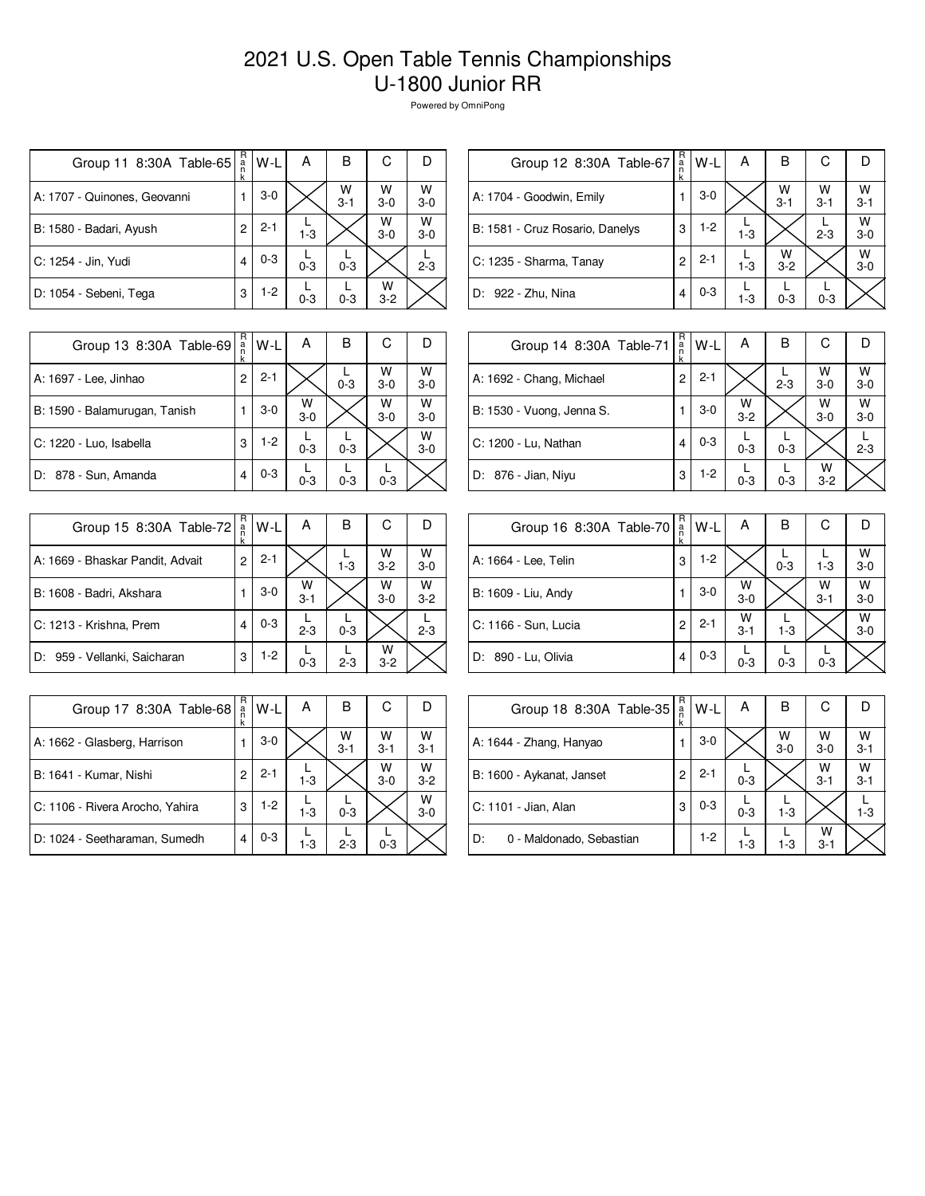# 2021 U.S. Open Table Tennis Championships
## U-1800 Junior RR

Powered by OmniPong

| Group 11 8:30A Table-65 | Rank | W-L | A | B | C | D |
|---|---|---|---|---|---|---|
| A: 1707 - Quinones, Geovanni | 1 | 3-0 | | W 3-1 | W 3-0 | W 3-0 |
| B: 1580 - Badari, Ayush | 2 | 2-1 | L 1-3 | | W 3-0 | W 3-0 |
| C: 1254 - Jin, Yudi | 4 | 0-3 | L 0-3 | L 0-3 | | L 2-3 |
| D: 1054 - Sebeni, Tega | 3 | 1-2 | L 0-3 | L 0-3 | W 3-2 | |

| Group 12 8:30A Table-67 | Rank | W-L | A | B | C | D |
|---|---|---|---|---|---|---|
| A: 1704 - Goodwin, Emily | 1 | 3-0 | | W 3-1 | W 3-1 | W 3-1 |
| B: 1581 - Cruz Rosario, Danelys | 3 | 1-2 | L 1-3 | | L 2-3 | W 3-0 |
| C: 1235 - Sharma, Tanay | 2 | 2-1 | L 1-3 | W 3-2 | | W 3-0 |
| D: 922 - Zhu, Nina | 4 | 0-3 | L 1-3 | L 0-3 | L 0-3 | |

| Group 13 8:30A Table-69 | Rank | W-L | A | B | C | D |
|---|---|---|---|---|---|---|
| A: 1697 - Lee, Jinhao | 2 | 2-1 | | L 0-3 | W 3-0 | W 3-0 |
| B: 1590 - Balamurugan, Tanish | 1 | 3-0 | W 3-0 | | W 3-0 | W 3-0 |
| C: 1220 - Luo, Isabella | 3 | 1-2 | L 0-3 | L 0-3 | | W 3-0 |
| D: 878 - Sun, Amanda | 4 | 0-3 | L 0-3 | L 0-3 | L 0-3 | |

| Group 14 8:30A Table-71 | Rank | W-L | A | B | C | D |
|---|---|---|---|---|---|---|
| A: 1692 - Chang, Michael | 2 | 2-1 | | L 2-3 | W 3-0 | W 3-0 |
| B: 1530 - Vuong, Jenna S. | 1 | 3-0 | W 3-2 | | W 3-0 | W 3-0 |
| C: 1200 - Lu, Nathan | 4 | 0-3 | L 0-3 | L 0-3 | | L 2-3 |
| D: 876 - Jian, Niyu | 3 | 1-2 | L 0-3 | L 0-3 | W 3-2 | |

| Group 15 8:30A Table-72 | Rank | W-L | A | B | C | D |
|---|---|---|---|---|---|---|
| A: 1669 - Bhaskar Pandit, Advait | 2 | 2-1 | | L 1-3 | W 3-2 | W 3-0 |
| B: 1608 - Badri, Akshara | 1 | 3-0 | W 3-1 | | W 3-0 | W 3-2 |
| C: 1213 - Krishna, Prem | 4 | 0-3 | L 2-3 | L 0-3 | | L 2-3 |
| D: 959 - Vellanki, Saicharan | 3 | 1-2 | L 0-3 | L 2-3 | W 3-2 | |

| Group 16 8:30A Table-70 | Rank | W-L | A | B | C | D |
|---|---|---|---|---|---|---|
| A: 1664 - Lee, Telin | 3 | 1-2 | | L 0-3 | L 1-3 | W 3-0 |
| B: 1609 - Liu, Andy | 1 | 3-0 | W 3-0 | | W 3-1 | W 3-0 |
| C: 1166 - Sun, Lucia | 2 | 2-1 | W 3-1 | L 1-3 | | W 3-0 |
| D: 890 - Lu, Olivia | 4 | 0-3 | L 0-3 | L 0-3 | L 0-3 | |

| Group 17 8:30A Table-68 | Rank | W-L | A | B | C | D |
|---|---|---|---|---|---|---|
| A: 1662 - Glasberg, Harrison | 1 | 3-0 | | W 3-1 | W 3-1 | W 3-1 |
| B: 1641 - Kumar, Nishi | 2 | 2-1 | L 1-3 | | W 3-0 | W 3-2 |
| C: 1106 - Rivera Arocho, Yahira | 3 | 1-2 | L 1-3 | L 0-3 | | W 3-0 |
| D: 1024 - Seetharaman, Sumedh | 4 | 0-3 | L 1-3 | L 2-3 | L 0-3 | |

| Group 18 8:30A Table-35 | Rank | W-L | A | B | C | D |
|---|---|---|---|---|---|---|
| A: 1644 - Zhang, Hanyao | 1 | 3-0 | | W 3-0 | W 3-0 | W 3-1 |
| B: 1600 - Aykanat, Janset | 2 | 2-1 | L 0-3 | | W 3-1 | W 3-1 |
| C: 1101 - Jian, Alan | 3 | 0-3 | L 0-3 | L 1-3 | | L 1-3 |
| D: 0 - Maldonado, Sebastian | | 1-2 | L 1-3 | L 1-3 | W 3-1 | |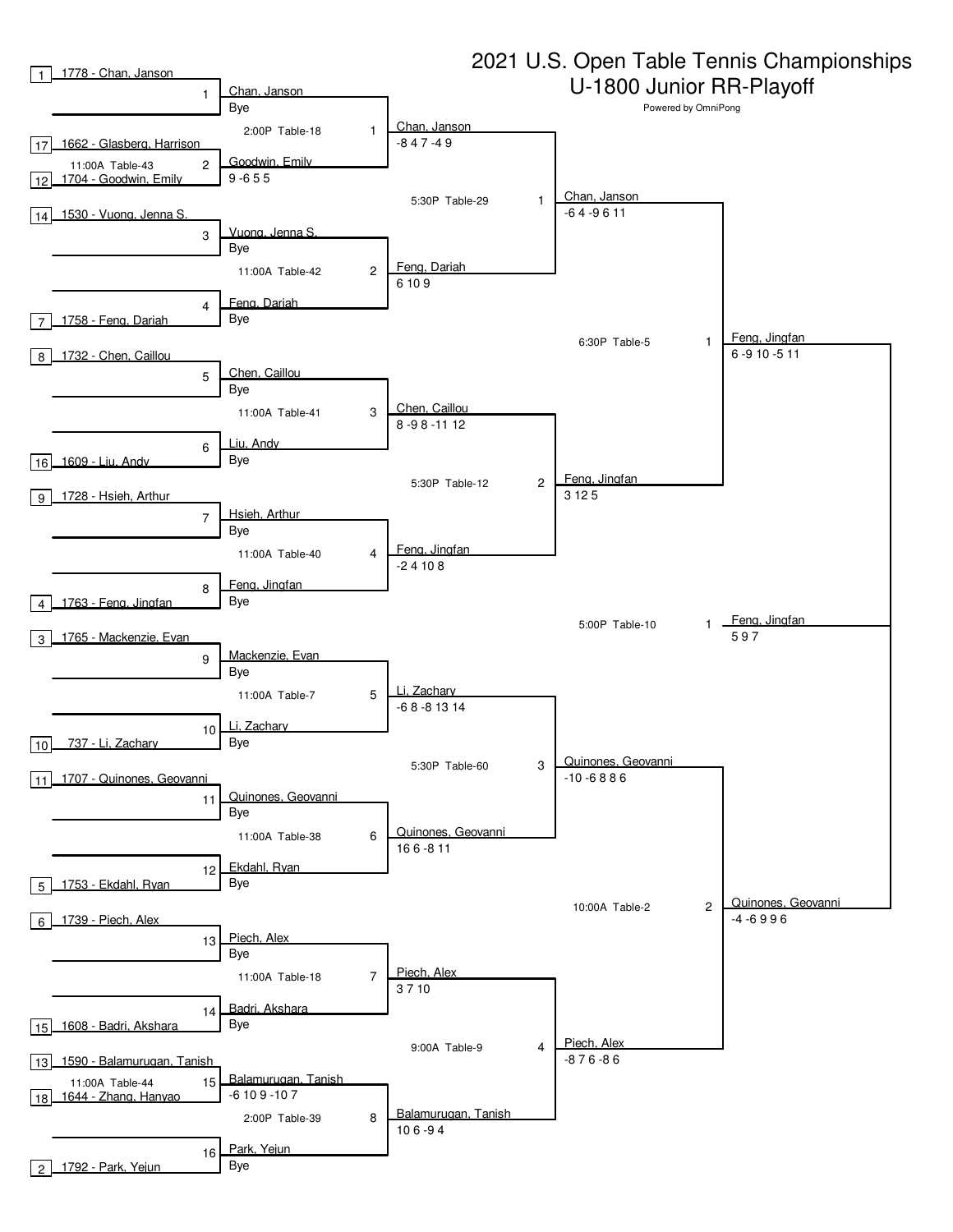# 2021 U.S. Open Table Tennis Championships

## U-1800 Junior RR-Playoff

Powered by OmniPong

### Seeds

1 1778 - Chan, Janson
17 1662 - Glasberg, Harrison
12 1704 - Goodwin, Emily
14 1530 - Vuong, Jenna S.
7 1758 - Feng, Dariah
8 1732 - Chen, Caillou
16 1609 - Liu, Andy
9 1728 - Hsieh, Arthur
4 1763 - Feng, Jingfan
3 1765 - Mackenzie, Evan
10 737 - Li, Zachary
11 1707 - Quinones, Geovanni
5 1753 - Ekdahl, Ryan
6 1739 - Piech, Alex
15 1608 - Badri, Akshara
13 1590 - Balamurugan, Tanish
18 1644 - Zhang, Hanyao
2 1792 - Park, Yejun

### Round 1

1 Chan, Janson — Bye
2 (11:00A Table-43) Goodwin, Emily 9 -6 5 5
3 Vuong, Jenna S. — Bye
4 Feng, Dariah — Bye
5 Chen, Caillou — Bye
6 Liu, Andy — Bye
7 Hsieh, Arthur — Bye
8 Feng, Jingfan — Bye
9 Mackenzie, Evan — Bye
10 Li, Zachary — Bye
11 Quinones, Geovanni — Bye
12 Ekdahl, Ryan — Bye
13 Piech, Alex — Bye
14 Badri, Akshara — Bye
15 (11:00A Table-44) Balamurugan, Tanish -6 10 9 -10 7
16 Park, Yejun — Bye

### Round 2

1 (2:00P Table-18) Chan, Janson -8 4 7 -4 9
2 (11:00A Table-42) Feng, Dariah 6 10 9
3 (11:00A Table-41) Chen, Caillou 8 -9 8 -11 12
4 (11:00A Table-40) Feng, Jingfan -2 4 10 8
5 (11:00A Table-7) Li, Zachary -6 8 -8 13 14
6 (11:00A Table-38) Quinones, Geovanni 16 6 -8 11
7 (11:00A Table-18) Piech, Alex 3 7 10
8 (2:00P Table-39) Balamurugan, Tanish 10 6 -9 4

### Quarterfinals

1 (5:30P Table-29) Chan, Janson -6 4 -9 6 11
2 (5:30P Table-12) Feng, Jingfan 3 12 5
3 (5:30P Table-60) Quinones, Geovanni -10 -6 8 8 6
4 (9:00A Table-9) Piech, Alex -8 7 6 -8 6

### Semifinals

1 (6:30P Table-5) Feng, Jingfan 6 -9 10 -5 11
2 (10:00A Table-2) Quinones, Geovanni -4 -6 9 9 6

### Final

1 (5:00P Table-10) Feng, Jingfan 5 9 7